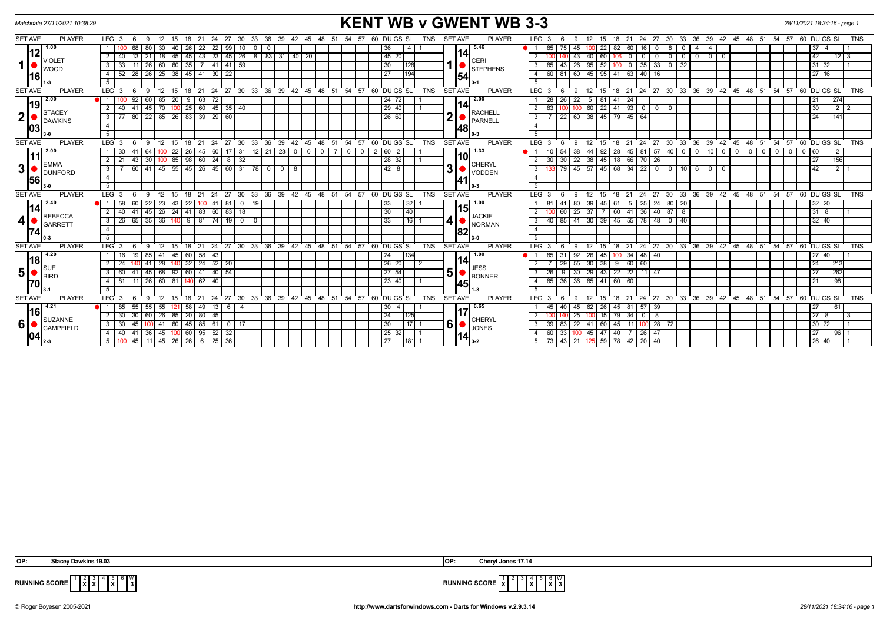Matchdate 27/11/2021 10:38:29

# KENT WB v GWENT WB 3-3

28/11/2021 18:34:16 - page 1

| SET AVE | PLAYER | LEG | Scores | DU | GS | SL | TNS | SET AVE | PLAYER | LEG | Scores | DU | GS | SL | TNS |
|---|---|---|---|---|---|---|---|---|---|---|---|---|---|---|---|
| 1 | 12.16 VIOLET WOOD 1-3 (1.00) | 1 | 100 68 80 30 40 26 22 22 99 10 0 0 | 36 | | 4 | 1 | 1 | 14.54 CERI STEPHENS 3-1 (5.46) | 1 | 85 75 45 100 22 82 60 16 0 8 0 4 4 | 37 | 4 | | 1 |
| | | 2 | 40 13 21 18 45 45 43 23 45 26 8 83 31 40 20 | 45 | 20 | | | | | 2 | 100 140 43 40 60 106 0 0 0 0 0 0 0 0 | 42 | | 12 | 3 |
| | | 3 | 33 11 26 60 60 35 7 41 41 59 | 30 | | 128 | | | | 3 | 85 43 26 95 52 100 0 35 33 0 32 | 31 | 32 | | 1 |
| | | 4 | 52 28 26 25 38 45 41 30 22 | 27 | | 194 | | | | 4 | 60 81 60 45 95 41 63 40 16 | 27 | 16 | | |
| 2 | 19.03 STACEY DAWKINS 3-0 (2.00) | 1 | 100 92 60 85 20 9 63 72 | 24 | 72 | | 1 | 2 | 14.48 RACHELL PARNELL 0-3 (2.00) | 1 | 28 26 22 5 81 41 24 | 21 | | 274 | |
| | | 2 | 40 41 45 70 100 25 60 45 35 40 | 29 | 40 | | 1 | | | 2 | 83 100 100 60 22 41 93 0 0 0 | 30 | | 2 | 2 |
| | | 3 | 77 80 22 85 26 83 39 29 60 | 26 | 60 | | | | | 3 | 7 22 60 38 45 79 45 64 | 24 | | 141 | |
| 3 | 11.56 EMMA DUNFORD 3-0 (2.00) | 1 | 30 41 64 100 22 26 45 60 17 31 12 21 23 0 0 0 7 0 0 2 | 60 | 2 | | 1 | 3 | 10.41 CHERYL VODDEN 0-3 (1.33) | 1 | 10 54 38 44 92 28 45 81 57 40 0 0 10 0 0 0 0 0 0 0 | 60 | | 2 | |
| | | 2 | 21 43 30 100 85 98 60 24 8 32 | 28 | 32 | | 1 | | | 2 | 30 30 22 38 45 18 66 70 26 | 27 | | 156 | |
| | | 3 | 7 60 41 45 55 45 26 45 60 31 78 0 0 8 | 42 | 8 | | | | | 3 | 133 79 45 57 45 68 34 22 0 0 10 6 0 0 | 42 | | 2 | 1 |
| 4 | 14.74 REBECCA GARRETT 0-3 (2.40) | 1 | 58 60 22 23 43 22 100 41 81 0 19 | 33 | | 32 | 1 | 4 | 15.82 JACKIE NORMAN 3-0 (1.00) | 1 | 81 41 80 39 45 61 5 25 24 80 20 | 32 | 20 | | |
| | | 2 | 40 41 45 26 24 41 83 60 83 18 | 30 | | 40 | | | | 2 | 100 60 25 37 7 60 41 36 40 87 8 | 31 | 8 | | 1 |
| | | 3 | 26 65 35 36 140 9 81 74 19 0 0 | 33 | | 16 | 1 | | | 3 | 40 85 41 30 39 45 55 78 48 0 40 | 32 | 40 | | |
| 5 | 18.70 SUE BIRD 3-1 (4.20) | 1 | 16 19 85 41 45 60 58 43 | 24 | | 134 | | 5 | 14.45 JESS BONNER 1-3 (1.00) | 1 | 85 31 92 26 45 100 34 48 40 | 27 | 40 | | 1 |
| | | 2 | 24 140 41 28 140 32 24 52 20 | 26 | 20 | | 2 | | | 2 | 7 29 55 30 38 9 60 60 | 24 | | 213 | |
| | | 3 | 60 41 45 68 92 60 41 40 54 | 27 | 54 | | | | | 3 | 26 9 30 29 43 22 22 11 47 | 27 | | 262 | |
| | | 4 | 81 11 26 60 81 140 62 40 | 23 | 40 | | 1 | | | 4 | 85 36 36 85 41 60 60 | 21 | | 98 | |
| 6 | 16.04 SUZANNE CAMPFIELD 2-3 (4.21) | 1 | 85 55 55 55 121 58 49 13 6 4 | 30 | 4 | | 1 | 6 | 17.14 CHERYL JONES 3-2 (6.65) | 1 | 45 40 45 62 26 45 81 57 39 | 27 | | 61 | |
| | | 2 | 30 30 60 26 85 20 80 45 | 24 | | 125 | | | | 2 | 100 140 25 100 15 79 34 0 8 | 27 | 8 | | 3 |
| | | 3 | 30 45 100 41 60 45 85 61 0 17 | 30 | | 17 | 1 | | | 3 | 39 83 22 41 60 45 11 100 28 72 | 30 | 72 | | 1 |
| | | 4 | 40 41 36 45 100 60 95 52 32 | 25 | 32 | | 1 | | | 4 | 60 33 100 45 47 40 7 26 47 | 27 | | 96 | 1 |
| | | 5 | 100 45 11 45 26 26 6 25 36 | 27 | | 181 | 1 | | | 5 | 73 43 21 125 59 78 42 20 40 | 26 | 40 | | 1 |

OP: Stacey Dawkins 19.03 | OP: Cheryl Jones 17.14

RUNNING SCORE (Kent): 1 2 3 4 5 6 W — X X . . X . — 3

RUNNING SCORE (Gwent): 1 2 3 4 5 6 W — X . . X . X — 3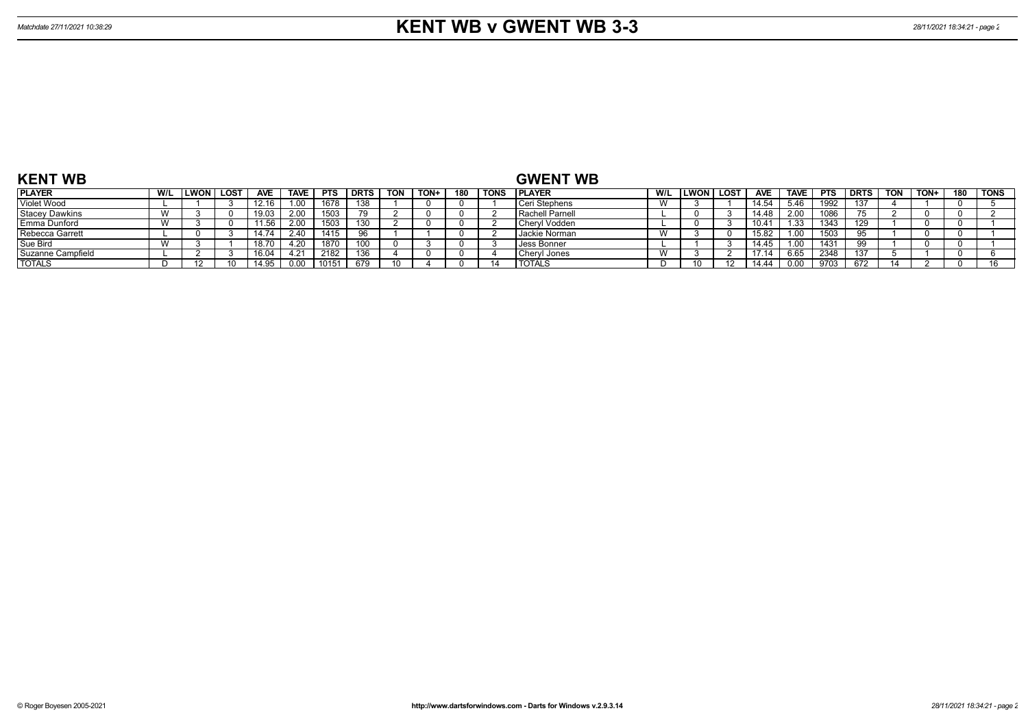# KENT WB v GWENT WB 3-3

Matchdate 27/11/2021 10:38:29

## KENT WB

| PLAYER | W/L | LWON | LOST | AVE | TAVE | PTS | DRTS | TON | TON+ | 180 | TONS |
|---|---|---|---|---|---|---|---|---|---|---|---|
| Violet Wood | L | 1 | 3 | 12.16 | 1.00 | 1678 | 138 | 1 | 0 | 0 | 1 |
| Stacey Dawkins | W | 3 | 0 | 19.03 | 2.00 | 1503 | 79 | 2 | 0 | 0 | 2 |
| Emma Dunford | W | 3 | 0 | 11.56 | 2.00 | 1503 | 130 | 2 | 0 | 0 | 2 |
| Rebecca Garrett | L | 0 | 3 | 14.74 | 2.40 | 1415 | 96 | 1 | 1 | 0 | 2 |
| Sue Bird | W | 3 | 1 | 18.70 | 4.20 | 1870 | 100 | 0 | 3 | 0 | 3 |
| Suzanne Campfield | L | 2 | 3 | 16.04 | 4.21 | 2182 | 136 | 4 | 0 | 0 | 4 |
| TOTALS | D | 12 | 10 | 14.95 | 0.00 | 10151 | 679 | 10 | 4 | 0 | 14 |

## GWENT WB

| PLAYER | W/L | LWON | LOST | AVE | TAVE | PTS | DRTS | TON | TON+ | 180 | TONS |
|---|---|---|---|---|---|---|---|---|---|---|---|
| Ceri Stephens | W | 3 | 1 | 14.54 | 5.46 | 1992 | 137 | 4 | 1 | 0 | 5 |
| Rachell Parnell | L | 0 | 3 | 14.48 | 2.00 | 1086 | 75 | 2 | 0 | 0 | 2 |
| Cheryl Vodden | L | 0 | 3 | 10.41 | 1.33 | 1343 | 129 | 1 | 0 | 0 | 1 |
| Jackie Norman | W | 3 | 0 | 15.82 | 1.00 | 1503 | 95 | 1 | 0 | 0 | 1 |
| Jess Bonner | L | 1 | 3 | 14.45 | 1.00 | 1431 | 99 | 1 | 0 | 0 | 1 |
| Cheryl Jones | W | 3 | 2 | 17.14 | 6.65 | 2348 | 137 | 5 | 1 | 0 | 6 |
| TOTALS | D | 10 | 12 | 14.44 | 0.00 | 9703 | 672 | 14 | 2 | 0 | 16 |